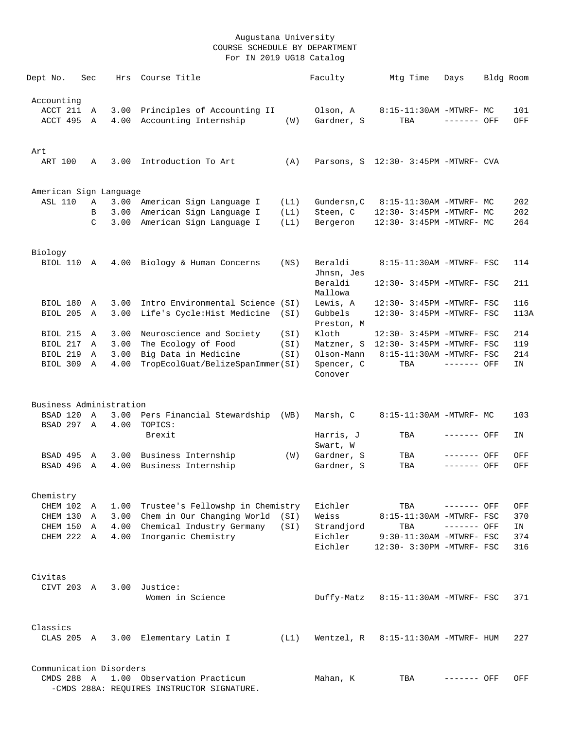# Augustana University
## COURSE SCHEDULE BY DEPARTMENT
### For IN 2019 UG18 Catalog

| Dept No. | Sec | Hrs | Course Title | | Faculty | Mtg Time | Days | Bldg | Room |
|---|---|---|---|---|---|---|---|---|---|
| **Accounting** | | | | | | | | | |
| ACCT 211 | A | 3.00 | Principles of Accounting II | | Olson, A | 8:15-11:30AM | -MTWRF- | MC | 101 |
| ACCT 495 | A | 4.00 | Accounting Internship | (W) | Gardner, S | TBA | ------- | OFF | OFF |
| **Art** | | | | | | | | | |
| ART 100 | A | 3.00 | Introduction To Art | (A) | Parsons, S | 12:30- 3:45PM | -MTWRF- | CVA | |
| **American Sign Language** | | | | | | | | | |
| ASL 110 | A | 3.00 | American Sign Language I | (L1) | Gundersn,C | 8:15-11:30AM | -MTWRF- | MC | 202 |
| | B | 3.00 | American Sign Language I | (L1) | Steen, C | 12:30- 3:45PM | -MTWRF- | MC | 202 |
| | C | 3.00 | American Sign Language I | (L1) | Bergeron | 12:30- 3:45PM | -MTWRF- | MC | 264 |
| **Biology** | | | | | | | | | |
| BIOL 110 | A | 4.00 | Biology & Human Concerns | (NS) | Beraldi<br>Jhnsn, Jes | 8:15-11:30AM | -MTWRF- | FSC | 114 |
| | | | | | Beraldi<br>Mallowa | 12:30- 3:45PM | -MTWRF- | FSC | 211 |
| BIOL 180 | A | 3.00 | Intro Environmental Science | (SI) | Lewis, A | 12:30- 3:45PM | -MTWRF- | FSC | 116 |
| BIOL 205 | A | 3.00 | Life's Cycle:Hist Medicine | (SI) | Gubbels<br>Preston, M | 12:30- 3:45PM | -MTWRF- | FSC | 113A |
| BIOL 215 | A | 3.00 | Neuroscience and Society | (SI) | Kloth | 12:30- 3:45PM | -MTWRF- | FSC | 214 |
| BIOL 217 | A | 3.00 | The Ecology of Food | (SI) | Matzner, S | 12:30- 3:45PM | -MTWRF- | FSC | 119 |
| BIOL 219 | A | 3.00 | Big Data in Medicine | (SI) | Olson-Mann | 8:15-11:30AM | -MTWRF- | FSC | 214 |
| BIOL 309 | A | 4.00 | TropEcolGuat/BelizeSpanImmer | (SI) | Spencer, C<br>Conover | TBA | ------- | OFF | IN |
| **Business Administration** | | | | | | | | | |
| BSAD 120 | A | 3.00 | Pers Financial Stewardship | (WB) | Marsh, C | 8:15-11:30AM | -MTWRF- | MC | 103 |
| BSAD 297 | A | 4.00 | TOPICS:<br>Brexit | | Harris, J<br>Swart, W | TBA | ------- | OFF | IN |
| BSAD 495 | A | 3.00 | Business Internship | (W) | Gardner, S | TBA | ------- | OFF | OFF |
| BSAD 496 | A | 4.00 | Business Internship | | Gardner, S | TBA | ------- | OFF | OFF |
| **Chemistry** | | | | | | | | | |
| CHEM 102 | A | 1.00 | Trustee's Fellowshp in Chemistry | | Eichler | TBA | ------- | OFF | OFF |
| CHEM 130 | A | 3.00 | Chem in Our Changing World | (SI) | Weiss | 8:15-11:30AM | -MTWRF- | FSC | 370 |
| CHEM 150 | A | 4.00 | Chemical Industry Germany | (SI) | Strandjord | TBA | ------- | OFF | IN |
| CHEM 222 | A | 4.00 | Inorganic Chemistry | | Eichler | 9:30-11:30AM | -MTWRF- | FSC | 374 |
| | | | | | Eichler | 12:30- 3:30PM | -MTWRF- | FSC | 316 |
| **Civitas** | | | | | | | | | |
| CIVT 203 | A | 3.00 | Justice:<br>Women in Science | | Duffy-Matz | 8:15-11:30AM | -MTWRF- | FSC | 371 |
| **Classics** | | | | | | | | | |
| CLAS 205 | A | 3.00 | Elementary Latin I | (L1) | Wentzel, R | 8:15-11:30AM | -MTWRF- | HUM | 227 |
| **Communication Disorders** | | | | | | | | | |
| CMDS 288 | A | 1.00 | Observation Practicum | | Mahan, K | TBA | ------- | OFF | OFF |

-CMDS 288A: REQUIRES INSTRUCTOR SIGNATURE.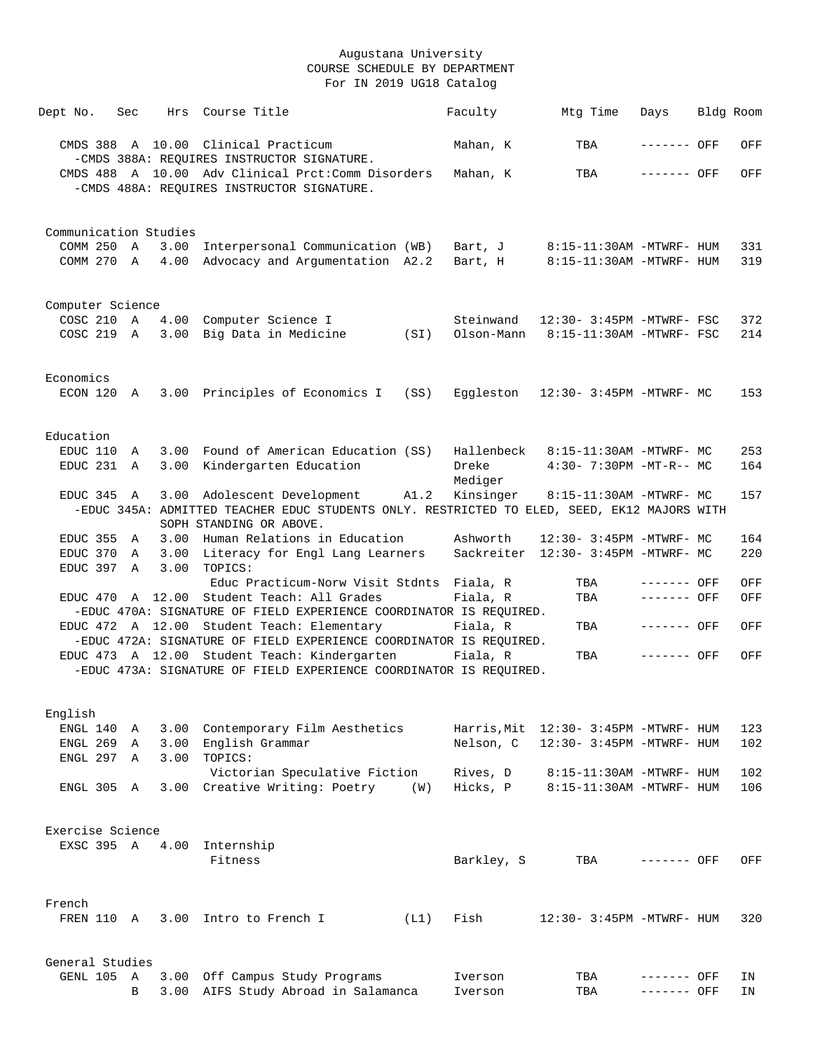Augustana University
COURSE SCHEDULE BY DEPARTMENT
For IN 2019 UG18 Catalog

| Dept No. | Sec | Hrs | Course Title | Faculty | Mtg Time | Days | Bldg | Room |
|---|---|---|---|---|---|---|---|---|
| CMDS 388 | A | 10.00 | Clinical Practicum | Mahan, K | TBA | ------- | OFF | OFF |
| | | | -CMDS 388A: REQUIRES INSTRUCTOR SIGNATURE. | | | | | |
| CMDS 488 | A | 10.00 | Adv Clinical Prct:Comm Disorders | Mahan, K | TBA | ------- | OFF | OFF |
| | | | -CMDS 488A: REQUIRES INSTRUCTOR SIGNATURE. | | | | | |
| **Communication Studies** | | | | | | | | |
| COMM 250 | A | 3.00 | Interpersonal Communication (WB) | Bart, J | 8:15-11:30AM | -MTWRF- | HUM | 331 |
| COMM 270 | A | 4.00 | Advocacy and Argumentation A2.2 | Bart, H | 8:15-11:30AM | -MTWRF- | HUM | 319 |
| **Computer Science** | | | | | | | | |
| COSC 210 | A | 4.00 | Computer Science I | Steinwand | 12:30- 3:45PM | -MTWRF- | FSC | 372 |
| COSC 219 | A | 3.00 | Big Data in Medicine (SI) | Olson-Mann | 8:15-11:30AM | -MTWRF- | FSC | 214 |
| **Economics** | | | | | | | | |
| ECON 120 | A | 3.00 | Principles of Economics I (SS) | Eggleston | 12:30- 3:45PM | -MTWRF- | MC | 153 |
| **Education** | | | | | | | | |
| EDUC 110 | A | 3.00 | Found of American Education (SS) | Hallenbeck | 8:15-11:30AM | -MTWRF- | MC | 253 |
| EDUC 231 | A | 3.00 | Kindergarten Education | Dreke Mediger | 4:30- 7:30PM | -MT-R-- | MC | 164 |
| EDUC 345 | A | 3.00 | Adolescent Development A1.2 | Kinsinger | 8:15-11:30AM | -MTWRF- | MC | 157 |
| | | | -EDUC 345A: ADMITTED TEACHER EDUC STUDENTS ONLY. RESTRICTED TO ELED, SEED, EK12 MAJORS WITH SOPH STANDING OR ABOVE. | | | | | |
| EDUC 355 | A | 3.00 | Human Relations in Education | Ashworth | 12:30- 3:45PM | -MTWRF- | MC | 164 |
| EDUC 370 | A | 3.00 | Literacy for Engl Lang Learners | Sackreiter | 12:30- 3:45PM | -MTWRF- | MC | 220 |
| EDUC 397 | A | 3.00 | TOPICS: Educ Practicum-Norw Visit Stdnts | Fiala, R | TBA | ------- | OFF | OFF |
| EDUC 470 | A | 12.00 | Student Teach: All Grades | Fiala, R | TBA | ------- | OFF | OFF |
| | | | -EDUC 470A: SIGNATURE OF FIELD EXPERIENCE COORDINATOR IS REQUIRED. | | | | | |
| EDUC 472 | A | 12.00 | Student Teach: Elementary | Fiala, R | TBA | ------- | OFF | OFF |
| | | | -EDUC 472A: SIGNATURE OF FIELD EXPERIENCE COORDINATOR IS REQUIRED. | | | | | |
| EDUC 473 | A | 12.00 | Student Teach: Kindergarten | Fiala, R | TBA | ------- | OFF | OFF |
| | | | -EDUC 473A: SIGNATURE OF FIELD EXPERIENCE COORDINATOR IS REQUIRED. | | | | | |
| **English** | | | | | | | | |
| ENGL 140 | A | 3.00 | Contemporary Film Aesthetics | Harris,Mit | 12:30- 3:45PM | -MTWRF- | HUM | 123 |
| ENGL 269 | A | 3.00 | English Grammar | Nelson, C | 12:30- 3:45PM | -MTWRF- | HUM | 102 |
| ENGL 297 | A | 3.00 | TOPICS: Victorian Speculative Fiction | Rives, D | 8:15-11:30AM | -MTWRF- | HUM | 102 |
| ENGL 305 | A | 3.00 | Creative Writing: Poetry (W) | Hicks, P | 8:15-11:30AM | -MTWRF- | HUM | 106 |
| **Exercise Science** | | | | | | | | |
| EXSC 395 | A | 4.00 | Internship Fitness | Barkley, S | TBA | ------- | OFF | OFF |
| **French** | | | | | | | | |
| FREN 110 | A | 3.00 | Intro to French I (L1) | Fish | 12:30- 3:45PM | -MTWRF- | HUM | 320 |
| **General Studies** | | | | | | | | |
| GENL 105 | A | 3.00 | Off Campus Study Programs | Iverson | TBA | ------- | OFF | IN |
| | B | 3.00 | AIFS Study Abroad in Salamanca | Iverson | TBA | ------- | OFF | IN |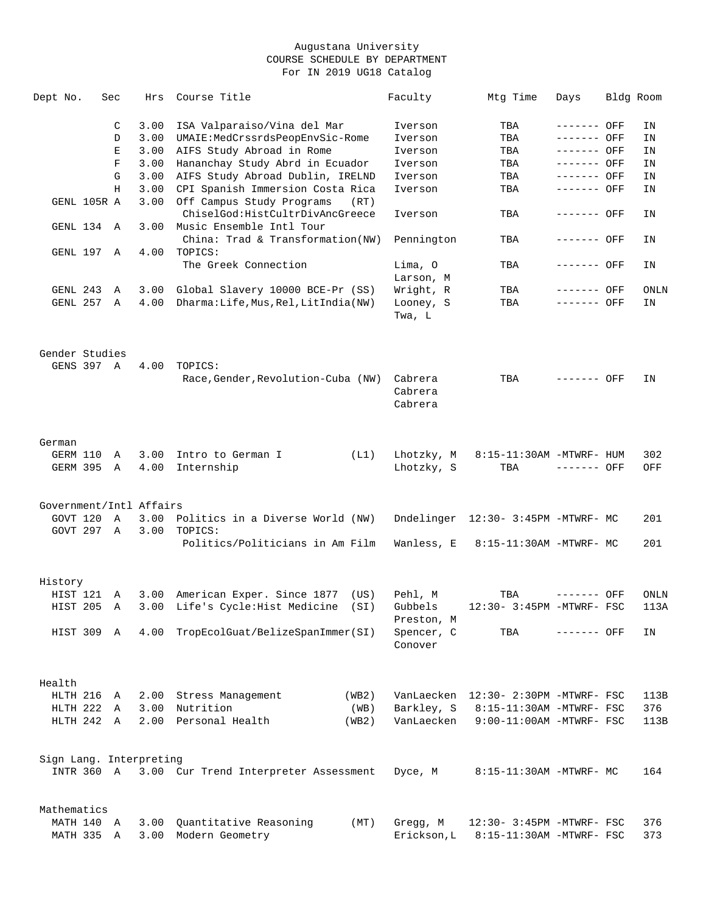# Augustana University
## COURSE SCHEDULE BY DEPARTMENT
### For IN 2019 UG18 Catalog

| Dept No. | Sec | Hrs | Course Title | Faculty | Mtg Time | Days | Bldg | Room |
|---|---|---|---|---|---|---|---|---|
| | C | 3.00 | ISA Valparaiso/Vina del Mar | Iverson | TBA | ------- | OFF | IN |
| | D | 3.00 | UMAIE:MedCrssrdsPeopEnvSic-Rome | Iverson | TBA | ------- | OFF | IN |
| | E | 3.00 | AIFS Study Abroad in Rome | Iverson | TBA | ------- | OFF | IN |
| | F | 3.00 | Hananchay Study Abrd in Ecuador | Iverson | TBA | ------- | OFF | IN |
| | G | 3.00 | AIFS Study Abroad Dublin, IRELND | Iverson | TBA | ------- | OFF | IN |
| | H | 3.00 | CPI Spanish Immersion Costa Rica | Iverson | TBA | ------- | OFF | IN |
| GENL 105R | A | 3.00 | Off Campus Study Programs (RT) | | | | | |
| | | | ChiselGod:HistCultrDivAncGreece | Iverson | TBA | ------- | OFF | IN |
| GENL 134 | A | 3.00 | Music Ensemble Intl Tour | | | | | |
| | | | China: Trad & Transformation(NW) | Pennington | TBA | ------- | OFF | IN |
| GENL 197 | A | 4.00 | TOPICS: | | | | | |
| | | | The Greek Connection | Lima, O<br>Larson, M | TBA | ------- | OFF | IN |
| GENL 243 | A | 3.00 | Global Slavery 10000 BCE-Pr (SS) | Wright, R | TBA | ------- | OFF | ONLN |
| GENL 257 | A | 4.00 | Dharma:Life,Mus,Rel,LitIndia(NW) | Looney, S<br>Twa, L | TBA | ------- | OFF | IN |
| **Gender Studies** | | | | | | | | |
| GENS 397 | A | 4.00 | TOPICS: | | | | | |
| | | | Race,Gender,Revolution-Cuba (NW) | Cabrera<br>Cabrera<br>Cabrera | TBA | ------- | OFF | IN |
| **German** | | | | | | | | |
| GERM 110 | A | 3.00 | Intro to German I (L1) | Lhotzky, M | 8:15-11:30AM | -MTWRF- | HUM | 302 |
| GERM 395 | A | 4.00 | Internship | Lhotzky, S | TBA | ------- | OFF | OFF |
| **Government/Intl Affairs** | | | | | | | | |
| GOVT 120 | A | 3.00 | Politics in a Diverse World (NW) | Dndelinger | 12:30- 3:45PM | -MTWRF- | MC | 201 |
| GOVT 297 | A | 3.00 | TOPICS: | | | | | |
| | | | Politics/Politicians in Am Film | Wanless, E | 8:15-11:30AM | -MTWRF- | MC | 201 |
| **History** | | | | | | | | |
| HIST 121 | A | 3.00 | American Exper. Since 1877 (US) | Pehl, M | TBA | ------- | OFF | ONLN |
| HIST 205 | A | 3.00 | Life's Cycle:Hist Medicine (SI) | Gubbels<br>Preston, M | 12:30- 3:45PM | -MTWRF- | FSC | 113A |
| HIST 309 | A | 4.00 | TropEcolGuat/BelizeSpanImmer(SI) | Spencer, C<br>Conover | TBA | ------- | OFF | IN |
| **Health** | | | | | | | | |
| HLTH 216 | A | 2.00 | Stress Management (WB2) | VanLaecken | 12:30- 2:30PM | -MTWRF- | FSC | 113B |
| HLTH 222 | A | 3.00 | Nutrition (WB) | Barkley, S | 8:15-11:30AM | -MTWRF- | FSC | 376 |
| HLTH 242 | A | 2.00 | Personal Health (WB2) | VanLaecken | 9:00-11:00AM | -MTWRF- | FSC | 113B |
| **Sign Lang. Interpreting** | | | | | | | | |
| INTR 360 | A | 3.00 | Cur Trend Interpreter Assessment | Dyce, M | 8:15-11:30AM | -MTWRF- | MC | 164 |
| **Mathematics** | | | | | | | | |
| MATH 140 | A | 3.00 | Quantitative Reasoning (MT) | Gregg, M | 12:30- 3:45PM | -MTWRF- | FSC | 376 |
| MATH 335 | A | 3.00 | Modern Geometry | Erickson,L | 8:15-11:30AM | -MTWRF- | FSC | 373 |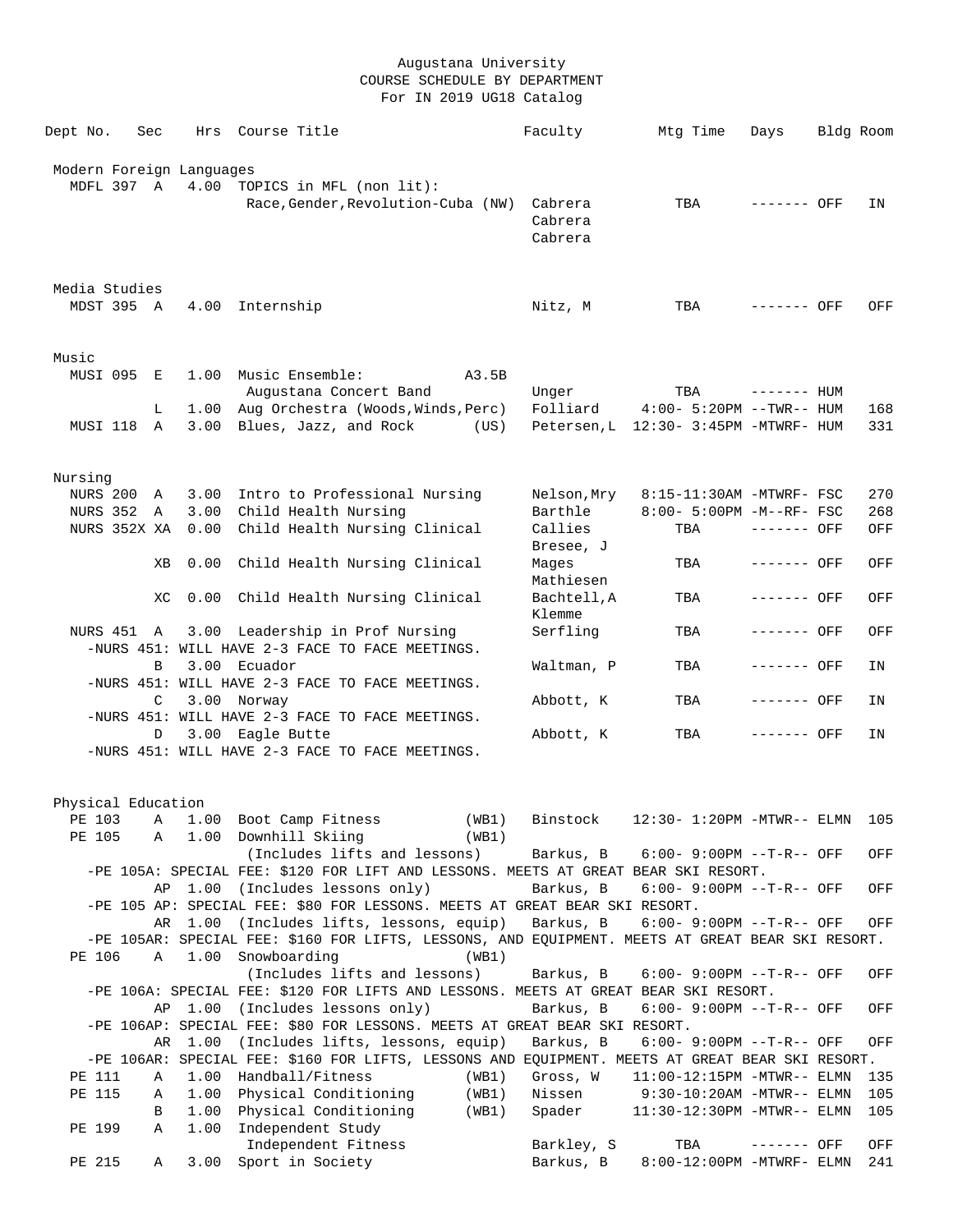Augustana University
COURSE SCHEDULE BY DEPARTMENT
For IN 2019 UG18 Catalog

| Dept No. | Sec | Hrs | Course Title | Faculty | Mtg Time | Days | Bldg | Room |
|---|---|---|---|---|---|---|---|---|
| **Modern Foreign Languages** | | | | | | | | |
| MDFL 397 | A | 4.00 | TOPICS in MFL (non lit): Race,Gender,Revolution-Cuba (NW) | Cabrera<br>Cabrera<br>Cabrera | TBA | ------- | OFF | IN |
| **Media Studies** | | | | | | | | |
| MDST 395 | A | 4.00 | Internship | Nitz, M | TBA | ------- | OFF | OFF |
| **Music** | | | | | | | | |
| MUSI 095 | E | 1.00 | Music Ensemble: A3.5B<br>Augustana Concert Band | Unger | TBA | ------- | HUM | |
| | L | 1.00 | Aug Orchestra (Woods,Winds,Perc) | Folliard | 4:00- 5:20PM | --TWR-- | HUM | 168 |
| MUSI 118 | A | 3.00 | Blues, Jazz, and Rock (US) | Petersen,L | 12:30- 3:45PM | -MTWRF- | HUM | 331 |
| **Nursing** | | | | | | | | |
| NURS 200 | A | 3.00 | Intro to Professional Nursing | Nelson,Mry | 8:15-11:30AM | -MTWRF- | FSC | 270 |
| NURS 352 | A | 3.00 | Child Health Nursing | Barthle | 8:00- 5:00PM | -M--RF- | FSC | 268 |
| NURS 352X | XA | 0.00 | Child Health Nursing Clinical | Callies<br>Bresee, J | TBA | ------- | OFF | OFF |
| | XB | 0.00 | Child Health Nursing Clinical | Mages<br>Mathiesen | TBA | ------- | OFF | OFF |
| | XC | 0.00 | Child Health Nursing Clinical | Bachtell,A<br>Klemme | TBA | ------- | OFF | OFF |
| NURS 451 | A | 3.00 | Leadership in Prof Nursing | Serfling | TBA | ------- | OFF | OFF |
| -NURS 451: WILL HAVE 2-3 FACE TO FACE MEETINGS. | | | | | | | | |
| | B | 3.00 | Ecuador | Waltman, P | TBA | ------- | OFF | IN |
| -NURS 451: WILL HAVE 2-3 FACE TO FACE MEETINGS. | | | | | | | | |
| | C | 3.00 | Norway | Abbott, K | TBA | ------- | OFF | IN |
| -NURS 451: WILL HAVE 2-3 FACE TO FACE MEETINGS. | | | | | | | | |
| | D | 3.00 | Eagle Butte | Abbott, K | TBA | ------- | OFF | IN |
| -NURS 451: WILL HAVE 2-3 FACE TO FACE MEETINGS. | | | | | | | | |
| **Physical Education** | | | | | | | | |
| PE 103 | A | 1.00 | Boot Camp Fitness (WB1) | Binstock | 12:30- 1:20PM | -MTWR-- | ELMN | 105 |
| PE 105 | A | 1.00 | Downhill Skiing (WB1)<br>(Includes lifts and lessons) | Barkus, B | 6:00- 9:00PM | --T-R-- | OFF | OFF |
| -PE 105A: SPECIAL FEE: $120 FOR LIFT AND LESSONS. MEETS AT GREAT BEAR SKI RESORT. | | | | | | | | |
| | AP | 1.00 | (Includes lessons only) | Barkus, B | 6:00- 9:00PM | --T-R-- | OFF | OFF |
| -PE 105 AP: SPECIAL FEE: $80 FOR LESSONS. MEETS AT GREAT BEAR SKI RESORT. | | | | | | | | |
| | AR | 1.00 | (Includes lifts, lessons, equip) | Barkus, B | 6:00- 9:00PM | --T-R-- | OFF | OFF |
| -PE 105AR: SPECIAL FEE: $160 FOR LIFTS, LESSONS, AND EQUIPMENT. MEETS AT GREAT BEAR SKI RESORT. | | | | | | | | |
| PE 106 | A | 1.00 | Snowboarding (WB1)<br>(Includes lifts and lessons) | Barkus, B | 6:00- 9:00PM | --T-R-- | OFF | OFF |
| -PE 106A: SPECIAL FEE: $120 FOR LIFTS AND LESSONS. MEETS AT GREAT BEAR SKI RESORT. | | | | | | | | |
| | AP | 1.00 | (Includes lessons only) | Barkus, B | 6:00- 9:00PM | --T-R-- | OFF | OFF |
| -PE 106AP: SPECIAL FEE: $80 FOR LESSONS. MEETS AT GREAT BEAR SKI RESORT. | | | | | | | | |
| | AR | 1.00 | (Includes lifts, lessons, equip) | Barkus, B | 6:00- 9:00PM | --T-R-- | OFF | OFF |
| -PE 106AR: SPECIAL FEE: $160 FOR LIFTS, LESSONS AND EQUIPMENT. MEETS AT GREAT BEAR SKI RESORT. | | | | | | | | |
| PE 111 | A | 1.00 | Handball/Fitness (WB1) | Gross, W | 11:00-12:15PM | -MTWR-- | ELMN | 135 |
| PE 115 | A | 1.00 | Physical Conditioning (WB1) | Nissen | 9:30-10:20AM | -MTWR-- | ELMN | 105 |
| | B | 1.00 | Physical Conditioning (WB1) | Spader | 11:30-12:30PM | -MTWR-- | ELMN | 105 |
| PE 199 | A | 1.00 | Independent Study<br>Independent Fitness | Barkley, S | TBA | ------- | OFF | OFF |
| PE 215 | A | 3.00 | Sport in Society | Barkus, B | 8:00-12:00PM | -MTWRF- | ELMN | 241 |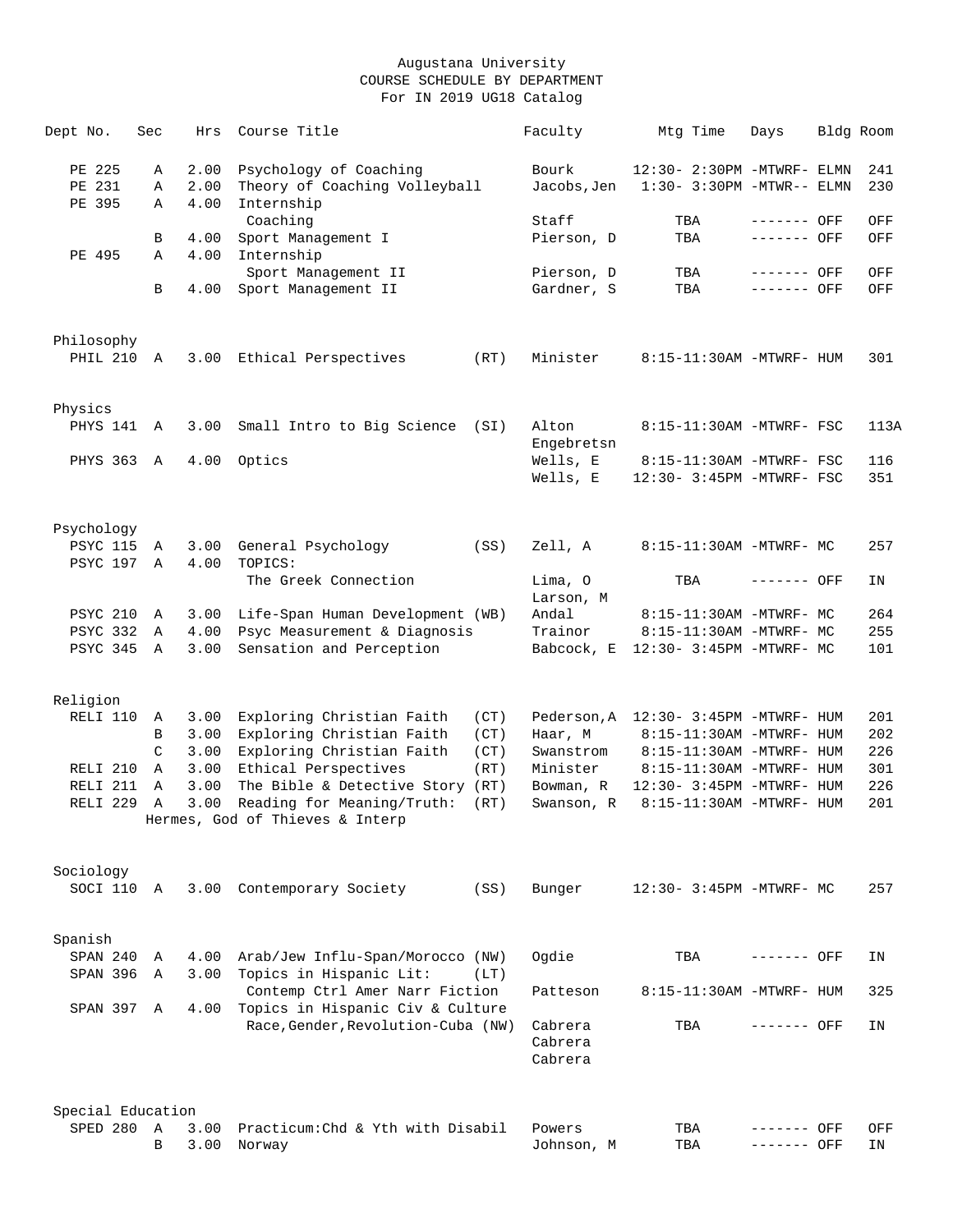Augustana University
COURSE SCHEDULE BY DEPARTMENT
For IN 2019 UG18 Catalog

| Dept No. | Sec | Hrs | Course Title | | Faculty | Mtg Time | Days | Bldg | Room |
|---|---|---|---|---|---|---|---|---|---|
| PE 225 | A | 2.00 | Psychology of Coaching | | Bourk | 12:30- 2:30PM | -MTWRF- | ELMN | 241 |
| PE 231 | A | 2.00 | Theory of Coaching Volleyball | | Jacobs,Jen | 1:30- 3:30PM | -MTWR-- | ELMN | 230 |
| PE 395 | A | 4.00 | Internship | | | | | | |
| | | | Coaching | | Staff | TBA | ------- | OFF | OFF |
| | B | 4.00 | Sport Management I | | Pierson, D | TBA | ------- | OFF | OFF |
| PE 495 | A | 4.00 | Internship | | | | | | |
| | | | Sport Management II | | Pierson, D | TBA | ------- | OFF | OFF |
| | B | 4.00 | Sport Management II | | Gardner, S | TBA | ------- | OFF | OFF |
| **Philosophy** | | | | | | | | | |
| PHIL 210 | A | 3.00 | Ethical Perspectives | (RT) | Minister | 8:15-11:30AM | -MTWRF- | HUM | 301 |
| **Physics** | | | | | | | | | |
| PHYS 141 | A | 3.00 | Small Intro to Big Science | (SI) | Alton<br>Engebretsn | 8:15-11:30AM | -MTWRF- | FSC | 113A |
| PHYS 363 | A | 4.00 | Optics | | Wells, E | 8:15-11:30AM | -MTWRF- | FSC | 116 |
| | | | | | Wells, E | 12:30- 3:45PM | -MTWRF- | FSC | 351 |
| **Psychology** | | | | | | | | | |
| PSYC 115 | A | 3.00 | General Psychology | (SS) | Zell, A | 8:15-11:30AM | -MTWRF- | MC | 257 |
| PSYC 197 | A | 4.00 | TOPICS: | | | | | | |
| | | | The Greek Connection | | Lima, O<br>Larson, M | TBA | ------- | OFF | IN |
| PSYC 210 | A | 3.00 | Life-Span Human Development | (WB) | Andal | 8:15-11:30AM | -MTWRF- | MC | 264 |
| PSYC 332 | A | 4.00 | Psyc Measurement & Diagnosis | | Trainor | 8:15-11:30AM | -MTWRF- | MC | 255 |
| PSYC 345 | A | 3.00 | Sensation and Perception | | Babcock, E | 12:30- 3:45PM | -MTWRF- | MC | 101 |
| **Religion** | | | | | | | | | |
| RELI 110 | A | 3.00 | Exploring Christian Faith | (CT) | Pederson,A | 12:30- 3:45PM | -MTWRF- | HUM | 201 |
| | B | 3.00 | Exploring Christian Faith | (CT) | Haar, M | 8:15-11:30AM | -MTWRF- | HUM | 202 |
| | C | 3.00 | Exploring Christian Faith | (CT) | Swanstrom | 8:15-11:30AM | -MTWRF- | HUM | 226 |
| RELI 210 | A | 3.00 | Ethical Perspectives | (RT) | Minister | 8:15-11:30AM | -MTWRF- | HUM | 301 |
| RELI 211 | A | 3.00 | The Bible & Detective Story | (RT) | Bowman, R | 12:30- 3:45PM | -MTWRF- | HUM | 226 |
| RELI 229 | A | 3.00 | Reading for Meaning/Truth:<br>Hermes, God of Thieves & Interp | (RT) | Swanson, R | 8:15-11:30AM | -MTWRF- | HUM | 201 |
| **Sociology** | | | | | | | | | |
| SOCI 110 | A | 3.00 | Contemporary Society | (SS) | Bunger | 12:30- 3:45PM | -MTWRF- | MC | 257 |
| **Spanish** | | | | | | | | | |
| SPAN 240 | A | 4.00 | Arab/Jew Influ-Span/Morocco | (NW) | Ogdie | TBA | ------- | OFF | IN |
| SPAN 396 | A | 3.00 | Topics in Hispanic Lit: | (LT) | | | | | |
| | | | Contemp Ctrl Amer Narr Fiction | | Patteson | 8:15-11:30AM | -MTWRF- | HUM | 325 |
| SPAN 397 | A | 4.00 | Topics in Hispanic Civ & Culture | | | | | | |
| | | | Race,Gender,Revolution-Cuba | (NW) | Cabrera<br>Cabrera<br>Cabrera | TBA | ------- | OFF | IN |
| **Special Education** | | | | | | | | | |
| SPED 280 | A | 3.00 | Practicum:Chd & Yth with Disabil | | Powers | TBA | ------- | OFF | OFF |
| | B | 3.00 | Norway | | Johnson, M | TBA | ------- | OFF | IN |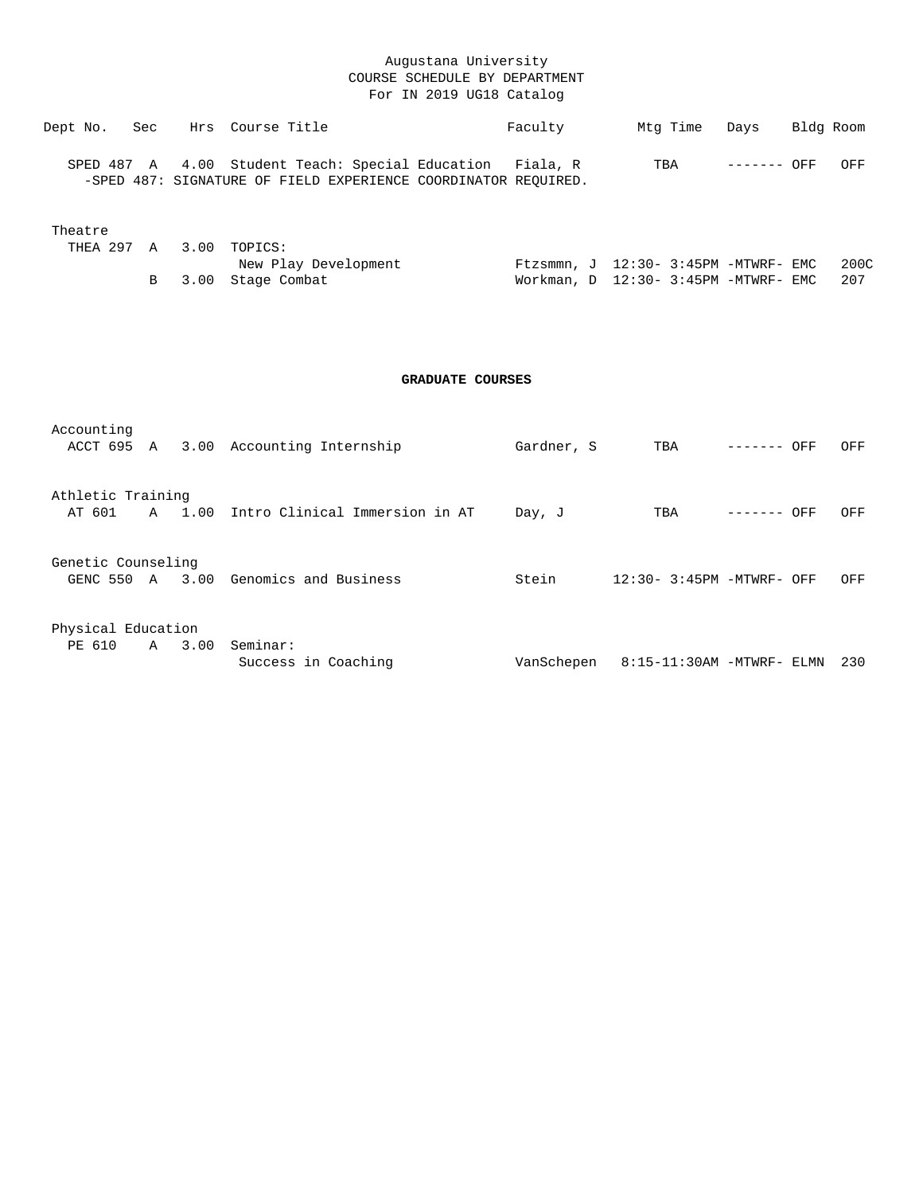Augustana University
COURSE SCHEDULE BY DEPARTMENT
For IN 2019 UG18 Catalog

| Dept No. | Sec | Hrs | Course Title | Faculty | Mtg Time | Days | Bldg | Room |
|---|---|---|---|---|---|---|---|---|
| SPED 487 | A | 4.00 | Student Teach: Special Education | Fiala, R | TBA | ------- | OFF | OFF |
| -SPED 487: SIGNATURE OF FIELD EXPERIENCE COORDINATOR REQUIRED. | | | | | | | | |
| **Theatre** | | | | | | | | |
| THEA 297 | A | 3.00 | TOPICS: New Play Development | Ftzsmmn, J | 12:30- 3:45PM | -MTWRF- | EMC | 200C |
| | B | 3.00 | Stage Combat | Workman, D | 12:30- 3:45PM | -MTWRF- | EMC | 207 |

**GRADUATE COURSES**

| Dept No. | Sec | Hrs | Course Title | Faculty | Mtg Time | Days | Bldg | Room |
|---|---|---|---|---|---|---|---|---|
| **Accounting** | | | | | | | | |
| ACCT 695 | A | 3.00 | Accounting Internship | Gardner, S | TBA | ------- | OFF | OFF |
| **Athletic Training** | | | | | | | | |
| AT 601 | A | 1.00 | Intro Clinical Immersion in AT | Day, J | TBA | ------- | OFF | OFF |
| **Genetic Counseling** | | | | | | | | |
| GENC 550 | A | 3.00 | Genomics and Business | Stein | 12:30- 3:45PM | -MTWRF- | OFF | OFF |
| **Physical Education** | | | | | | | | |
| PE 610 | A | 3.00 | Seminar: Success in Coaching | VanSchepen | 8:15-11:30AM | -MTWRF- | ELMN | 230 |